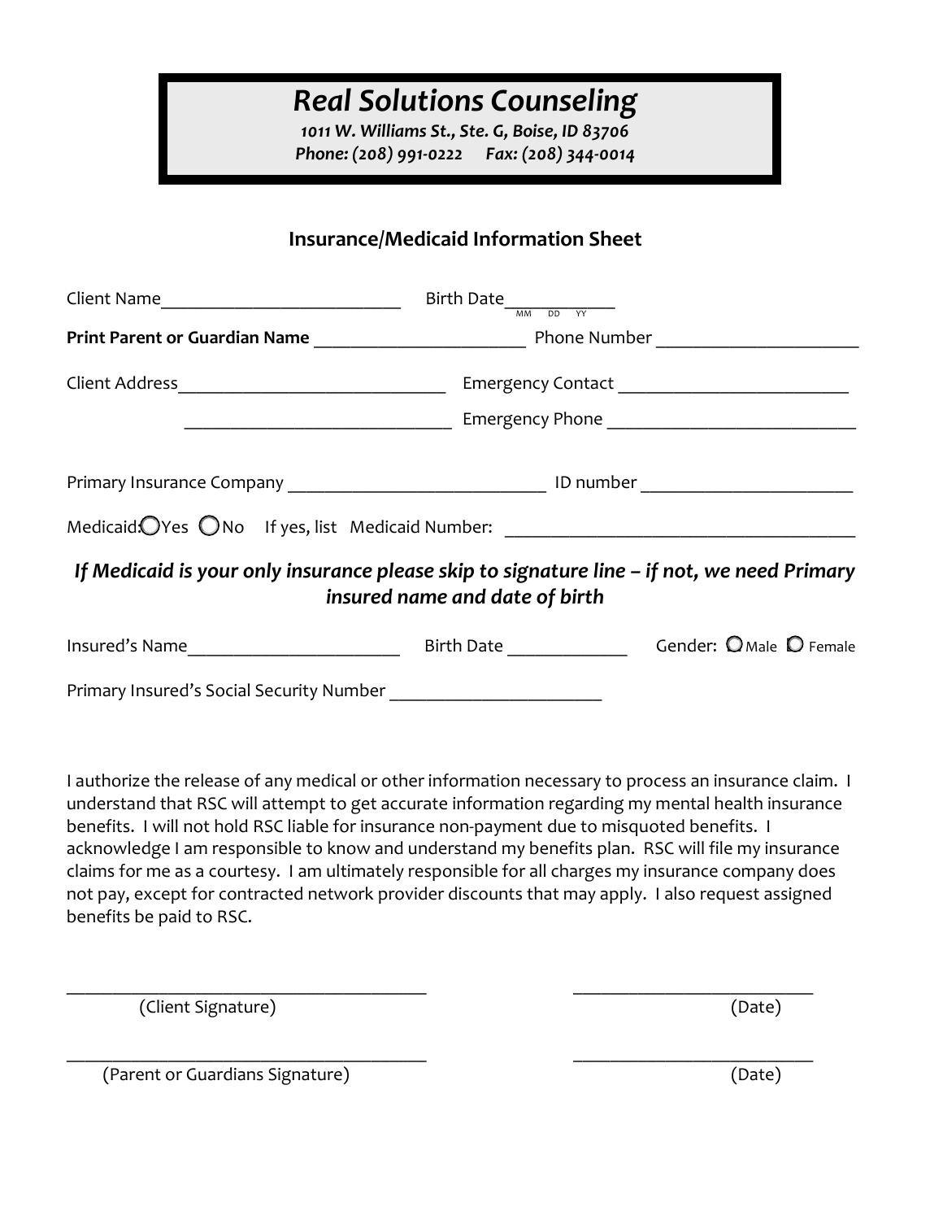# Real Solutions Counseling

*1011 W. Williams St., Ste. G, Boise, ID 83706*
*Phone: (208) 991-0222 Fax: (208) 344-0014*

## Insurance/Medicaid Information Sheet

Client Name__________________________ Birth Date___________ (MM DD YY)

**Print Parent or Guardian Name** _______________________ Phone Number ______________________

Client Address_____________________________ Emergency Contact ________________________

_____________________________ Emergency Phone __________________________

Primary Insurance Company ____________________________ ID number ______________________

Medicaid: ◯ Yes ◯ No If yes, list Medicaid Number: _____________________________________

***If Medicaid is your only insurance please skip to signature line – if not, we need Primary insured name and date of birth***

Insured's Name_______________________ Birth Date _____________ Gender: ◯ Male ◯ Female

Primary Insured's Social Security Number _______________________

I authorize the release of any medical or other information necessary to process an insurance claim. I understand that RSC will attempt to get accurate information regarding my mental health insurance benefits. I will not hold RSC liable for insurance non-payment due to misquoted benefits. I acknowledge I am responsible to know and understand my benefits plan. RSC will file my insurance claims for me as a courtesy. I am ultimately responsible for all charges my insurance company does not pay, except for contracted network provider discounts that may apply. I also request assigned benefits be paid to RSC.

_______________________________________ __________________________
(Client Signature) (Date)

_______________________________________ __________________________
(Parent or Guardians Signature) (Date)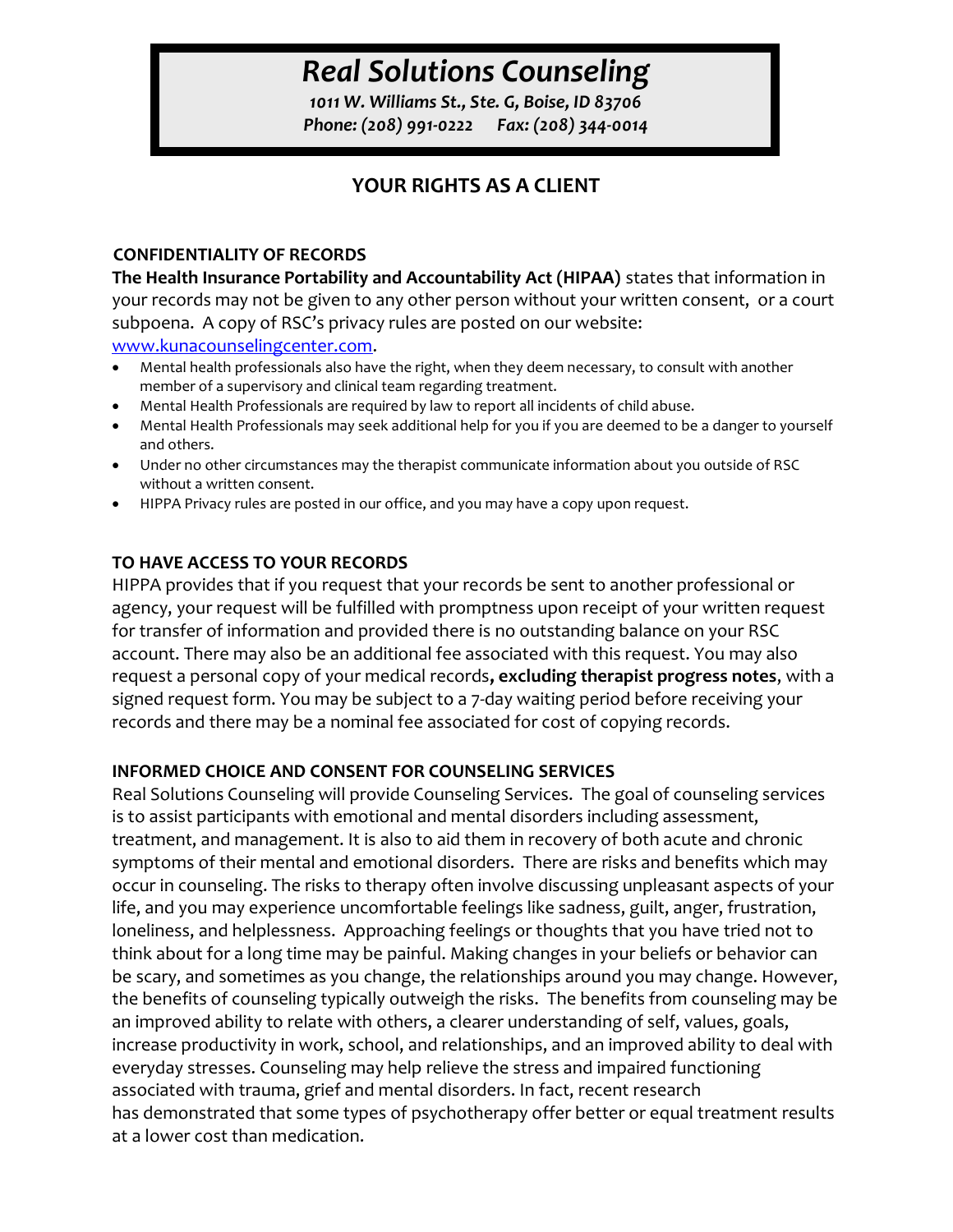# *Real Solutions Counseling*

***1011 W. Williams St., Ste. G, Boise, ID 83706***
***Phone: (208) 991-0222 Fax: (208) 344-0014***

## YOUR RIGHTS AS A CLIENT

### CONFIDENTIALITY OF RECORDS

**The Health Insurance Portability and Accountability Act (HIPAA)** states that information in your records may not be given to any other person without your written consent, or a court subpoena. A copy of RSC's privacy rules are posted on our website: [www.kunacounselingcenter.com](www.kunacounselingcenter.com).

- Mental health professionals also have the right, when they deem necessary, to consult with another member of a supervisory and clinical team regarding treatment.
- Mental Health Professionals are required by law to report all incidents of child abuse.
- Mental Health Professionals may seek additional help for you if you are deemed to be a danger to yourself and others.
- Under no other circumstances may the therapist communicate information about you outside of RSC without a written consent.
- HIPPA Privacy rules are posted in our office, and you may have a copy upon request.

### TO HAVE ACCESS TO YOUR RECORDS

HIPPA provides that if you request that your records be sent to another professional or agency, your request will be fulfilled with promptness upon receipt of your written request for transfer of information and provided there is no outstanding balance on your RSC account. There may also be an additional fee associated with this request. You may also request a personal copy of your medical records**, excluding therapist progress notes**, with a signed request form. You may be subject to a 7-day waiting period before receiving your records and there may be a nominal fee associated for cost of copying records.

### INFORMED CHOICE AND CONSENT FOR COUNSELING SERVICES

Real Solutions Counseling will provide Counseling Services. The goal of counseling services is to assist participants with emotional and mental disorders including assessment, treatment, and management. It is also to aid them in recovery of both acute and chronic symptoms of their mental and emotional disorders. There are risks and benefits which may occur in counseling. The risks to therapy often involve discussing unpleasant aspects of your life, and you may experience uncomfortable feelings like sadness, guilt, anger, frustration, loneliness, and helplessness. Approaching feelings or thoughts that you have tried not to think about for a long time may be painful. Making changes in your beliefs or behavior can be scary, and sometimes as you change, the relationships around you may change. However, the benefits of counseling typically outweigh the risks. The benefits from counseling may be an improved ability to relate with others, a clearer understanding of self, values, goals, increase productivity in work, school, and relationships, and an improved ability to deal with everyday stresses. Counseling may help relieve the stress and impaired functioning associated with trauma, grief and mental disorders. In fact, recent research has demonstrated that some types of psychotherapy offer better or equal treatment results at a lower cost than medication.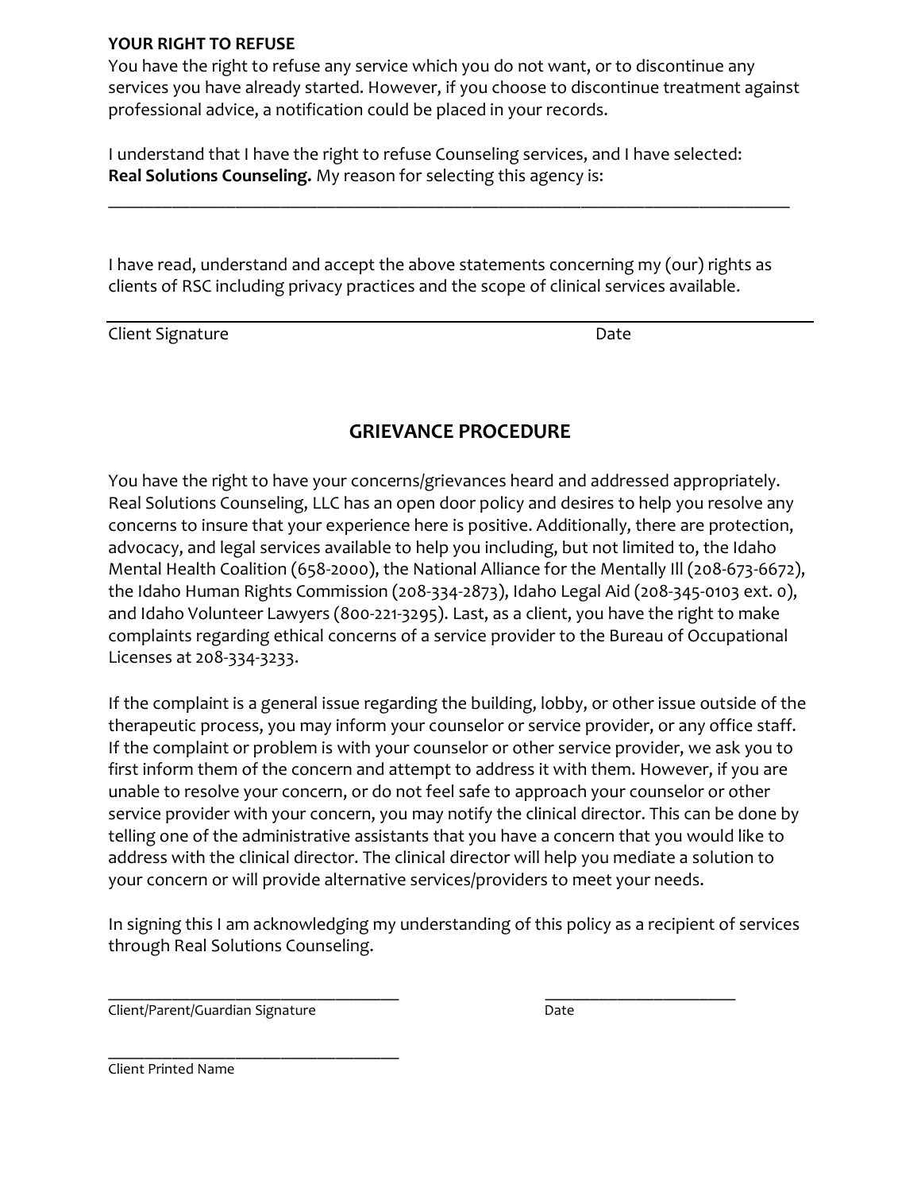**YOUR RIGHT TO REFUSE**

You have the right to refuse any service which you do not want, or to discontinue any services you have already started. However, if you choose to discontinue treatment against professional advice, a notification could be placed in your records.

I understand that I have the right to refuse Counseling services, and I have selected: **Real Solutions Counseling.** My reason for selecting this agency is:

\_\_\_\_\_\_\_\_\_\_\_\_\_\_\_\_\_\_\_\_\_\_\_\_\_\_\_\_\_\_\_\_\_\_\_\_\_\_\_\_\_\_\_\_\_\_\_\_\_\_\_\_\_\_\_\_\_\_\_\_\_\_\_\_\_\_\_\_\_\_\_\_\_\_\_\_

I have read, understand and accept the above statements concerning my (our) rights as clients of RSC including privacy practices and the scope of clinical services available.

\_\_\_\_\_\_\_\_\_\_\_\_\_\_\_\_\_\_\_\_\_\_\_\_\_\_\_\_\_\_\_\_\_\_\_\_\_\_\_\_\_\_\_\_\_\_\_\_\_\_\_\_\_\_\_\_\_\_\_\_\_\_\_\_\_\_\_\_\_\_\_\_\_\_\_\_

Client Signature Date

## GRIEVANCE PROCEDURE

You have the right to have your concerns/grievances heard and addressed appropriately. Real Solutions Counseling, LLC has an open door policy and desires to help you resolve any concerns to insure that your experience here is positive. Additionally, there are protection, advocacy, and legal services available to help you including, but not limited to, the Idaho Mental Health Coalition (658-2000), the National Alliance for the Mentally Ill (208-673-6672), the Idaho Human Rights Commission (208-334-2873), Idaho Legal Aid (208-345-0103 ext. 0), and Idaho Volunteer Lawyers (800-221-3295). Last, as a client, you have the right to make complaints regarding ethical concerns of a service provider to the Bureau of Occupational Licenses at 208-334-3233.

If the complaint is a general issue regarding the building, lobby, or other issue outside of the therapeutic process, you may inform your counselor or service provider, or any office staff. If the complaint or problem is with your counselor or other service provider, we ask you to first inform them of the concern and attempt to address it with them. However, if you are unable to resolve your concern, or do not feel safe to approach your counselor or other service provider with your concern, you may notify the clinical director. This can be done by telling one of the administrative assistants that you have a concern that you would like to address with the clinical director. The clinical director will help you mediate a solution to your concern or will provide alternative services/providers to meet your needs.

In signing this I am acknowledging my understanding of this policy as a recipient of services through Real Solutions Counseling.

\_\_\_\_\_\_\_\_\_\_\_\_\_\_\_\_\_\_\_\_\_\_\_\_\_\_\_\_\_\_\_\_\_\_\_\_ \_\_\_\_\_\_\_\_\_\_\_\_\_\_\_\_\_\_\_\_\_\_\_\_

Client/Parent/Guardian Signature Date

\_\_\_\_\_\_\_\_\_\_\_\_\_\_\_\_\_\_\_\_\_\_\_\_\_\_\_\_\_\_\_\_\_\_\_\_

Client Printed Name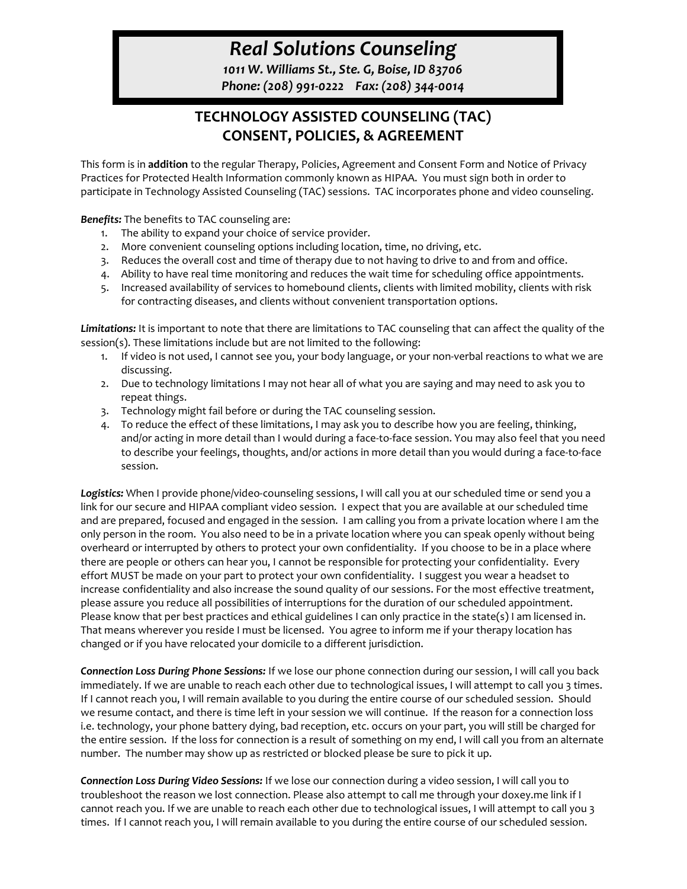# Real Solutions Counseling

*1011 W. Williams St., Ste. G, Boise, ID 83706*
*Phone: (208) 991-0222 Fax: (208) 344-0014*

## TECHNOLOGY ASSISTED COUNSELING (TAC) CONSENT, POLICIES, & AGREEMENT

This form is in **addition** to the regular Therapy, Policies, Agreement and Consent Form and Notice of Privacy Practices for Protected Health Information commonly known as HIPAA. You must sign both in order to participate in Technology Assisted Counseling (TAC) sessions. TAC incorporates phone and video counseling.

***Benefits:*** The benefits to TAC counseling are:

1. The ability to expand your choice of service provider.
2. More convenient counseling options including location, time, no driving, etc.
3. Reduces the overall cost and time of therapy due to not having to drive to and from and office.
4. Ability to have real time monitoring and reduces the wait time for scheduling office appointments.
5. Increased availability of services to homebound clients, clients with limited mobility, clients with risk for contracting diseases, and clients without convenient transportation options.

***Limitations:*** It is important to note that there are limitations to TAC counseling that can affect the quality of the session(s). These limitations include but are not limited to the following:

1. If video is not used, I cannot see you, your body language, or your non-verbal reactions to what we are discussing.
2. Due to technology limitations I may not hear all of what you are saying and may need to ask you to repeat things.
3. Technology might fail before or during the TAC counseling session.
4. To reduce the effect of these limitations, I may ask you to describe how you are feeling, thinking, and/or acting in more detail than I would during a face-to-face session. You may also feel that you need to describe your feelings, thoughts, and/or actions in more detail than you would during a face-to-face session.

***Logistics:*** When I provide phone/video-counseling sessions, I will call you at our scheduled time or send you a link for our secure and HIPAA compliant video session. I expect that you are available at our scheduled time and are prepared, focused and engaged in the session. I am calling you from a private location where I am the only person in the room. You also need to be in a private location where you can speak openly without being overheard or interrupted by others to protect your own confidentiality. If you choose to be in a place where there are people or others can hear you, I cannot be responsible for protecting your confidentiality. Every effort MUST be made on your part to protect your own confidentiality. I suggest you wear a headset to increase confidentiality and also increase the sound quality of our sessions. For the most effective treatment, please assure you reduce all possibilities of interruptions for the duration of our scheduled appointment. Please know that per best practices and ethical guidelines I can only practice in the state(s) I am licensed in. That means wherever you reside I must be licensed. You agree to inform me if your therapy location has changed or if you have relocated your domicile to a different jurisdiction.

***Connection Loss During Phone Sessions:*** If we lose our phone connection during our session, I will call you back immediately. If we are unable to reach each other due to technological issues, I will attempt to call you 3 times. If I cannot reach you, I will remain available to you during the entire course of our scheduled session. Should we resume contact, and there is time left in your session we will continue. If the reason for a connection loss i.e. technology, your phone battery dying, bad reception, etc. occurs on your part, you will still be charged for the entire session. If the loss for connection is a result of something on my end, I will call you from an alternate number. The number may show up as restricted or blocked please be sure to pick it up.

***Connection Loss During Video Sessions:*** If we lose our connection during a video session, I will call you to troubleshoot the reason we lost connection. Please also attempt to call me through your doxey.me link if I cannot reach you. If we are unable to reach each other due to technological issues, I will attempt to call you 3 times. If I cannot reach you, I will remain available to you during the entire course of our scheduled session.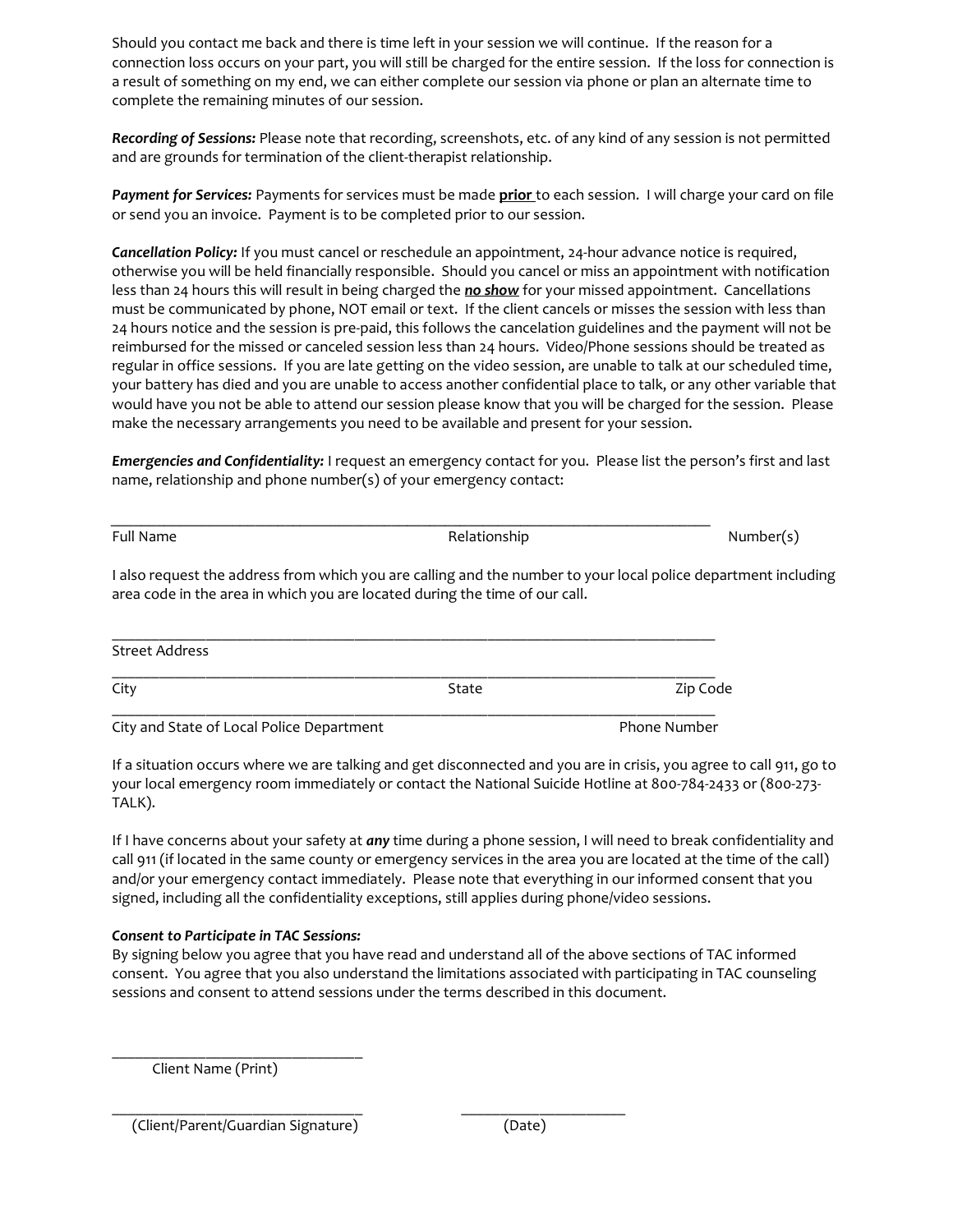Should you contact me back and there is time left in your session we will continue. If the reason for a connection loss occurs on your part, you will still be charged for the entire session. If the loss for connection is a result of something on my end, we can either complete our session via phone or plan an alternate time to complete the remaining minutes of our session.

***Recording of Sessions:*** Please note that recording, screenshots, etc. of any kind of any session is not permitted and are grounds for termination of the client-therapist relationship.

***Payment for Services:*** Payments for services must be made **<u>prior</u>** to each session. I will charge your card on file or send you an invoice. Payment is to be completed prior to our session.

***Cancellation Policy:*** If you must cancel or reschedule an appointment, 24-hour advance notice is required, otherwise you will be held financially responsible. Should you cancel or miss an appointment with notification less than 24 hours this will result in being charged the ***<u>no show</u>*** for your missed appointment. Cancellations must be communicated by phone, NOT email or text. If the client cancels or misses the session with less than 24 hours notice and the session is pre-paid, this follows the cancelation guidelines and the payment will not be reimbursed for the missed or canceled session less than 24 hours. Video/Phone sessions should be treated as regular in office sessions. If you are late getting on the video session, are unable to talk at our scheduled time, your battery has died and you are unable to access another confidential place to talk, or any other variable that would have you not be able to attend our session please know that you will be charged for the session. Please make the necessary arrangements you need to be available and present for your session.

***Emergencies and Confidentiality:*** I request an emergency contact for you. Please list the person's first and last name, relationship and phone number(s) of your emergency contact:

______________________________________________________________________________

Full Name Relationship Number(s)

I also request the address from which you are calling and the number to your local police department including area code in the area in which you are located during the time of our call.

______________________________________________________________________________

Street Address

______________________________________________________________________________

City State Zip Code

______________________________________________________________________________

City and State of Local Police Department Phone Number

If a situation occurs where we are talking and get disconnected and you are in crisis, you agree to call 911, go to your local emergency room immediately or contact the National Suicide Hotline at 800-784-2433 or (800-273-TALK).

If I have concerns about your safety at ***any*** time during a phone session, I will need to break confidentiality and call 911 (if located in the same county or emergency services in the area you are located at the time of the call) and/or your emergency contact immediately. Please note that everything in our informed consent that you signed, including all the confidentiality exceptions, still applies during phone/video sessions.

***Consent to Participate in TAC Sessions:***

By signing below you agree that you have read and understand all of the above sections of TAC informed consent. You agree that you also understand the limitations associated with participating in TAC counseling sessions and consent to attend sessions under the terms described in this document.

________________________________

Client Name (Print)

________________________________ ______________________

(Client/Parent/Guardian Signature) (Date)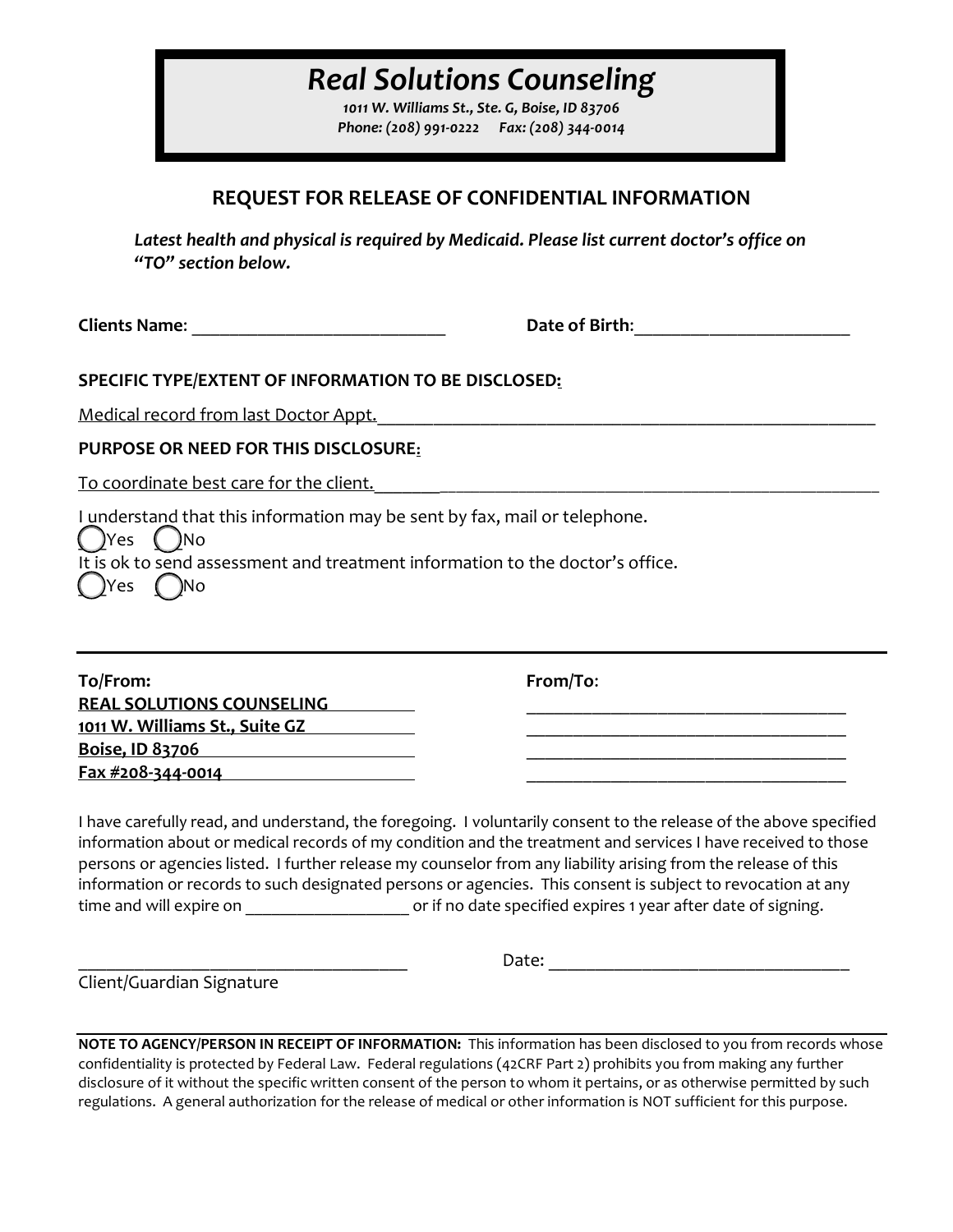# Real Solutions Counseling

*1011 W. Williams St., Ste. G, Boise, ID 83706*
*Phone: (208) 991-0222 Fax: (208) 344-0014*

## REQUEST FOR RELEASE OF CONFIDENTIAL INFORMATION

***Latest health and physical is required by Medicaid. Please list current doctor's office on "TO" section below.***

**Clients Name**: ____________________________ **Date of Birth**:________________________

**SPECIFIC TYPE/EXTENT OF INFORMATION TO BE DISCLOSED:**

Medical record from last Doctor Appt.________________________________________________________

**PURPOSE OR NEED FOR THIS DISCLOSURE:**

To coordinate best care for the client.________________________________________________________

I understand that this information may be sent by fax, mail or telephone.
◯ Yes ◯ No
It is ok to send assessment and treatment information to the doctor's office.
◯ Yes ◯ No

---

| **To/From:** | **From/To**: |
|---|---|
| **REAL SOLUTIONS COUNSELING** | ____________________________________ |
| **1011 W. Williams St., Suite GZ** | ____________________________________ |
| **Boise, ID 83706** | ____________________________________ |
| **Fax #208-344-0014** | ____________________________________ |

I have carefully read, and understand, the foregoing. I voluntarily consent to the release of the above specified information about or medical records of my condition and the treatment and services I have received to those persons or agencies listed. I further release my counselor from any liability arising from the release of this information or records to such designated persons or agencies. This consent is subject to revocation at any time and will expire on __________________ or if no date specified expires 1 year after date of signing.

_____________________________________ Date: __________________________________
Client/Guardian Signature

---

**NOTE TO AGENCY/PERSON IN RECEIPT OF INFORMATION:** This information has been disclosed to you from records whose confidentiality is protected by Federal Law. Federal regulations (42CRF Part 2) prohibits you from making any further disclosure of it without the specific written consent of the person to whom it pertains, or as otherwise permitted by such regulations. A general authorization for the release of medical or other information is NOT sufficient for this purpose.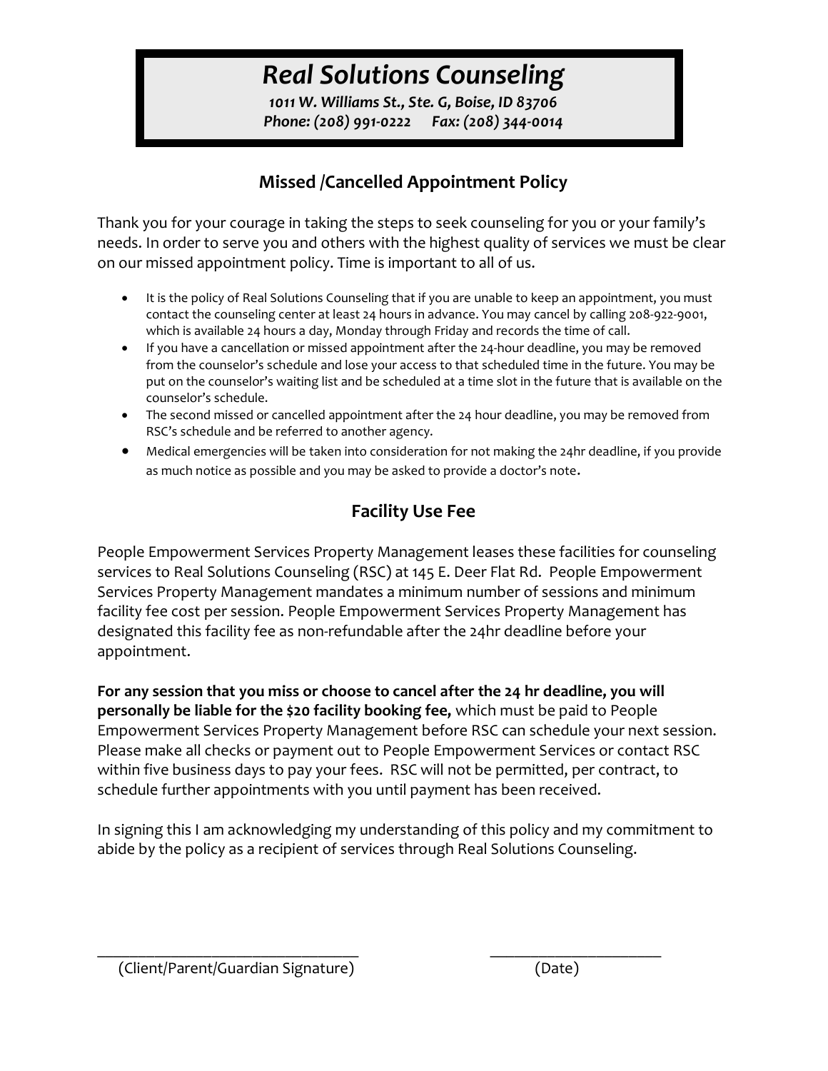# *Real Solutions Counseling*

***1011 W. Williams St., Ste. G, Boise, ID 83706***
***Phone: (208) 991-0222 Fax: (208) 344-0014***

## Missed /Cancelled Appointment Policy

Thank you for your courage in taking the steps to seek counseling for you or your family's needs. In order to serve you and others with the highest quality of services we must be clear on our missed appointment policy. Time is important to all of us.

- It is the policy of Real Solutions Counseling that if you are unable to keep an appointment, you must contact the counseling center at least 24 hours in advance. You may cancel by calling 208-922-9001, which is available 24 hours a day, Monday through Friday and records the time of call.
- If you have a cancellation or missed appointment after the 24-hour deadline, you may be removed from the counselor's schedule and lose your access to that scheduled time in the future. You may be put on the counselor's waiting list and be scheduled at a time slot in the future that is available on the counselor's schedule.
- The second missed or cancelled appointment after the 24 hour deadline, you may be removed from RSC's schedule and be referred to another agency.
- Medical emergencies will be taken into consideration for not making the 24hr deadline, if you provide as much notice as possible and you may be asked to provide a doctor's note.

## Facility Use Fee

People Empowerment Services Property Management leases these facilities for counseling services to Real Solutions Counseling (RSC) at 145 E. Deer Flat Rd. People Empowerment Services Property Management mandates a minimum number of sessions and minimum facility fee cost per session. People Empowerment Services Property Management has designated this facility fee as non-refundable after the 24hr deadline before your appointment.

**For any session that you miss or choose to cancel after the 24 hr deadline, you will personally be liable for the $20 facility booking fee,** which must be paid to People Empowerment Services Property Management before RSC can schedule your next session. Please make all checks or payment out to People Empowerment Services or contact RSC within five business days to pay your fees. RSC will not be permitted, per contract, to schedule further appointments with you until payment has been received.

In signing this I am acknowledging my understanding of this policy and my commitment to abide by the policy as a recipient of services through Real Solutions Counseling.

\_\_\_\_\_\_\_\_\_\_\_\_\_\_\_\_\_\_\_\_\_\_\_\_\_\_\_\_\_\_\_\_ \_\_\_\_\_\_\_\_\_\_\_\_\_\_\_\_\_\_\_\_\_\_
(Client/Parent/Guardian Signature) (Date)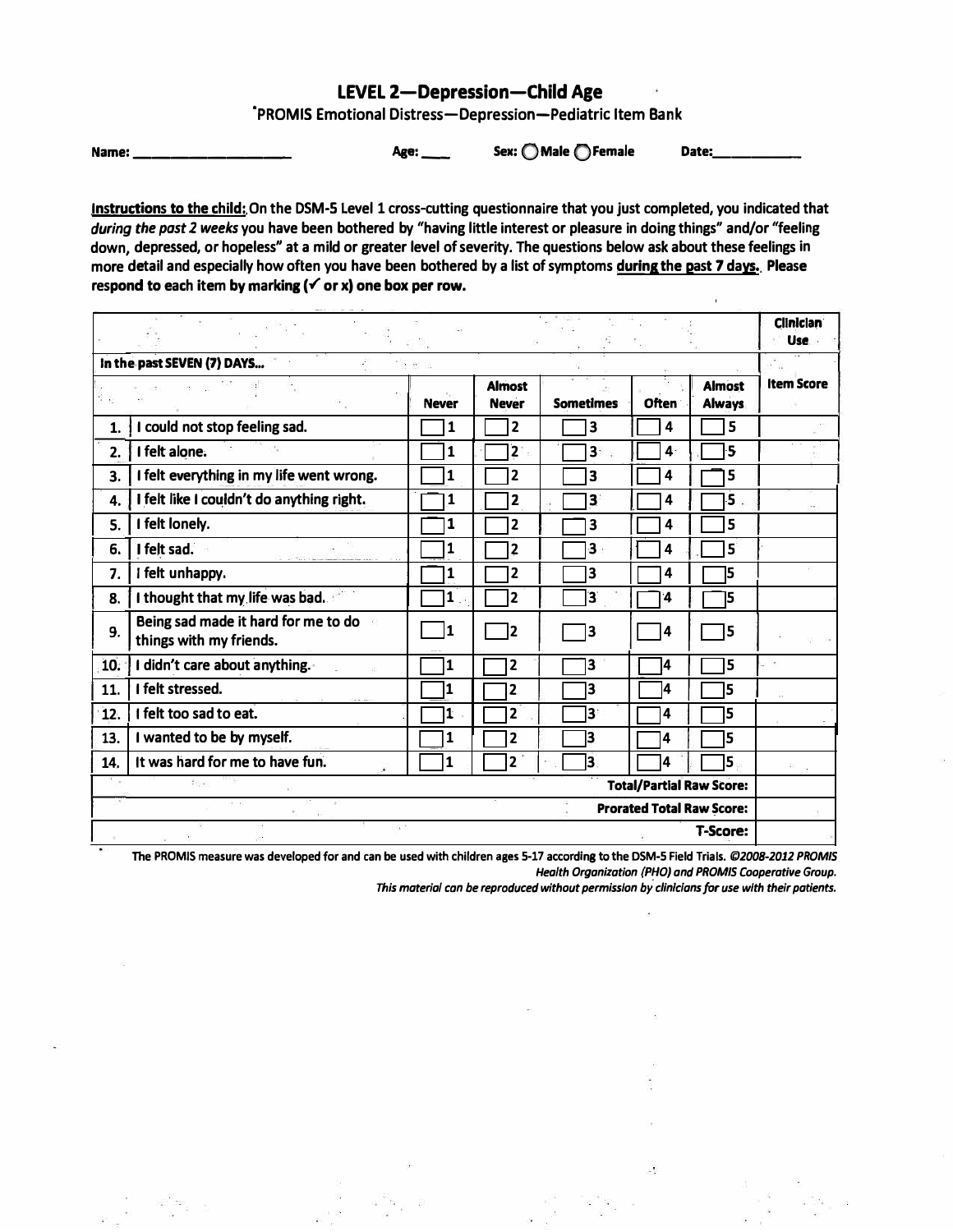# LEVEL 2—Depression—Child Age

*PROMIS Emotional Distress—Depression—Pediatric Item Bank

**Name:** ____________________ **Age:** ____ **Sex:** ◯ Male ◯ Female **Date:** ____________

**Instructions to the child:** On the DSM-5 Level 1 cross-cutting questionnaire that you just completed, you indicated that *during the past 2 weeks* you have been bothered by "having little interest or pleasure in doing things" and/or "feeling down, depressed, or hopeless" at a mild or greater level of severity. The questions below ask about these feelings in more detail and especially how often you have been bothered by a list of symptoms **during the past 7 days**. **Please respond to each item by marking (✓ or x) one box per row.**

| | | | | | | | Clinician Use |
|---|---|---|---|---|---|---|---|
| **In the past SEVEN (7) DAYS...** | | | | | | | |
| | | **Never** | **Almost Never** | **Sometimes** | **Often** | **Almost Always** | **Item Score** |
| 1. | I could not stop feeling sad. | ☐ 1 | ☐ 2 | ☐ 3 | ☐ 4 | ☐ 5 | |
| 2. | I felt alone. | ☐ 1 | ☐ 2 | ☐ 3 | ☐ 4 | ☐ 5 | |
| 3. | I felt everything in my life went wrong. | ☐ 1 | ☐ 2 | ☐ 3 | ☐ 4 | ☐ 5 | |
| 4. | I felt like I couldn't do anything right. | ☐ 1 | ☐ 2 | ☐ 3 | ☐ 4 | ☐ 5 | |
| 5. | I felt lonely. | ☐ 1 | ☐ 2 | ☐ 3 | ☐ 4 | ☐ 5 | |
| 6. | I felt sad. | ☐ 1 | ☐ 2 | ☐ 3 | ☐ 4 | ☐ 5 | |
| 7. | I felt unhappy. | ☐ 1 | ☐ 2 | ☐ 3 | ☐ 4 | ☐ 5 | |
| 8. | I thought that my life was bad. | ☐ 1 | ☐ 2 | ☐ 3 | ☐ 4 | ☐ 5 | |
| 9. | Being sad made it hard for me to do things with my friends. | ☐ 1 | ☐ 2 | ☐ 3 | ☐ 4 | ☐ 5 | |
| 10. | I didn't care about anything. | ☐ 1 | ☐ 2 | ☐ 3 | ☐ 4 | ☐ 5 | |
| 11. | I felt stressed. | ☐ 1 | ☐ 2 | ☐ 3 | ☐ 4 | ☐ 5 | |
| 12. | I felt too sad to eat. | ☐ 1 | ☐ 2 | ☐ 3 | ☐ 4 | ☐ 5 | |
| 13. | I wanted to be by myself. | ☐ 1 | ☐ 2 | ☐ 3 | ☐ 4 | ☐ 5 | |
| 14. | It was hard for me to have fun. | ☐ 1 | ☐ 2 | ☐ 3 | ☐ 4 | ☐ 5 | |
| | | | | | | **Total/Partial Raw Score:** | |
| | | | | | | **Prorated Total Raw Score:** | |
| | | | | | | **T-Score:** | |

The PROMIS measure was developed for and can be used with children ages 5-17 according to the DSM-5 Field Trials. *©2008-2012 PROMIS Health Organization (PHO) and PROMIS Cooperative Group.*

*This material can be reproduced without permission by clinicians for use with their patients.*